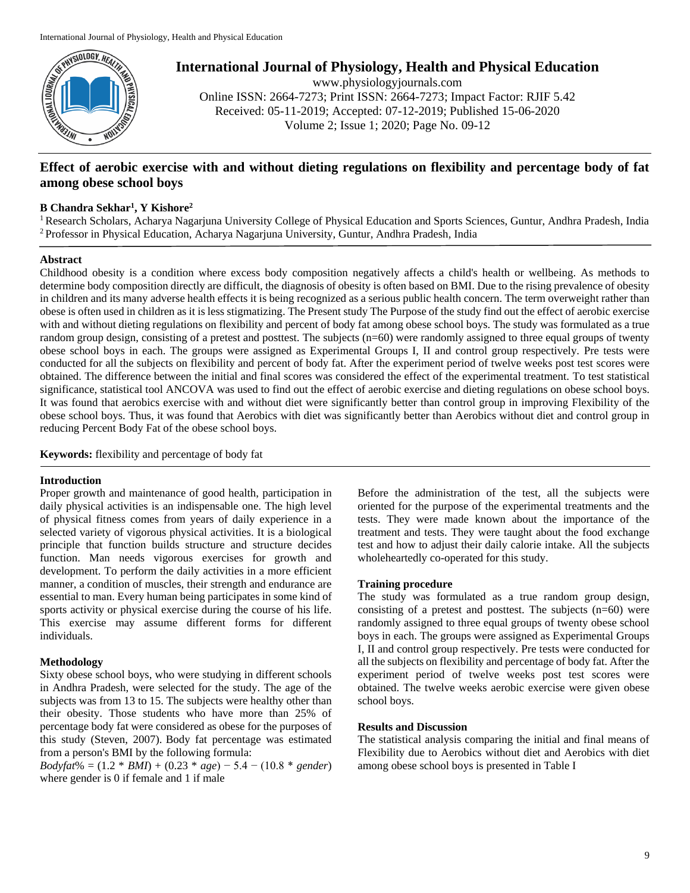# Effect of aerobic exercise with and without dieting regulations on flexibility and percentage body of fat among obese school boys

**B Chandra Sekhar[1], Y Kishore[2]**

[1] Research Scholars, Acharya Nagarjuna University College of Physical Education and Sports Sciences, Guntur, Andhra Pradesh, India
[2] Professor in Physical Education, Acharya Nagarjuna University, Guntur, Andhra Pradesh, India

## Abstract

Childhood obesity is a condition where excess body composition negatively affects a child's health or wellbeing. As methods to determine body composition directly are difficult, the diagnosis of obesity is often based on BMI. Due to the rising prevalence of obesity in children and its many adverse health effects it is being recognized as a serious public health concern. The term overweight rather than obese is often used in children as it is less stigmatizing. The Present study The Purpose of the study find out the effect of aerobic exercise with and without dieting regulations on flexibility and percent of body fat among obese school boys. The study was formulated as a true random group design, consisting of a pretest and posttest. The subjects (n=60) were randomly assigned to three equal groups of twenty obese school boys in each. The groups were assigned as Experimental Groups I, II and control group respectively. Pre tests were conducted for all the subjects on flexibility and percent of body fat. After the experiment period of twelve weeks post test scores were obtained. The difference between the initial and final scores was considered the effect of the experimental treatment. To test statistical significance, statistical tool ANCOVA was used to find out the effect of aerobic exercise and dieting regulations on obese school boys. It was found that aerobics exercise with and without diet were significantly better than control group in improving Flexibility of the obese school boys. Thus, it was found that Aerobics with diet was significantly better than Aerobics without diet and control group in reducing Percent Body Fat of the obese school boys.

**Keywords:** flexibility and percentage of body fat

## Introduction

Proper growth and maintenance of good health, participation in daily physical activities is an indispensable one. The high level of physical fitness comes from years of daily experience in a selected variety of vigorous physical activities. It is a biological principle that function builds structure and structure decides function. Man needs vigorous exercises for growth and development. To perform the daily activities in a more efficient manner, a condition of muscles, their strength and endurance are essential to man. Every human being participates in some kind of sports activity or physical exercise during the course of his life. This exercise may assume different forms for different individuals.

## Methodology

Sixty obese school boys, who were studying in different schools in Andhra Pradesh, were selected for the study. The age of the subjects was from 13 to 15. The subjects were healthy other than their obesity. Those students who have more than 25% of percentage body fat were considered as obese for the purposes of this study (Steven, 2007). Body fat percentage was estimated from a person's BMI by the following formula:

$$Bodyfat\% = (1.2 * BMI) + (0.23 * age) - 5.4 - (10.8 * gender)$$

where gender is 0 if female and 1 if male

Before the administration of the test, all the subjects were oriented for the purpose of the experimental treatments and the tests. They were made known about the importance of the treatment and tests. They were taught about the food exchange test and how to adjust their daily calorie intake. All the subjects wholeheartedly co-operated for this study.

### Training procedure

The study was formulated as a true random group design, consisting of a pretest and posttest. The subjects (n=60) were randomly assigned to three equal groups of twenty obese school boys in each. The groups were assigned as Experimental Groups I, II and control group respectively. Pre tests were conducted for all the subjects on flexibility and percentage of body fat. After the experiment period of twelve weeks post test scores were obtained. The twelve weeks aerobic exercise were given obese school boys.

## Results and Discussion

The statistical analysis comparing the initial and final means of Flexibility due to Aerobics without diet and Aerobics with diet among obese school boys is presented in Table I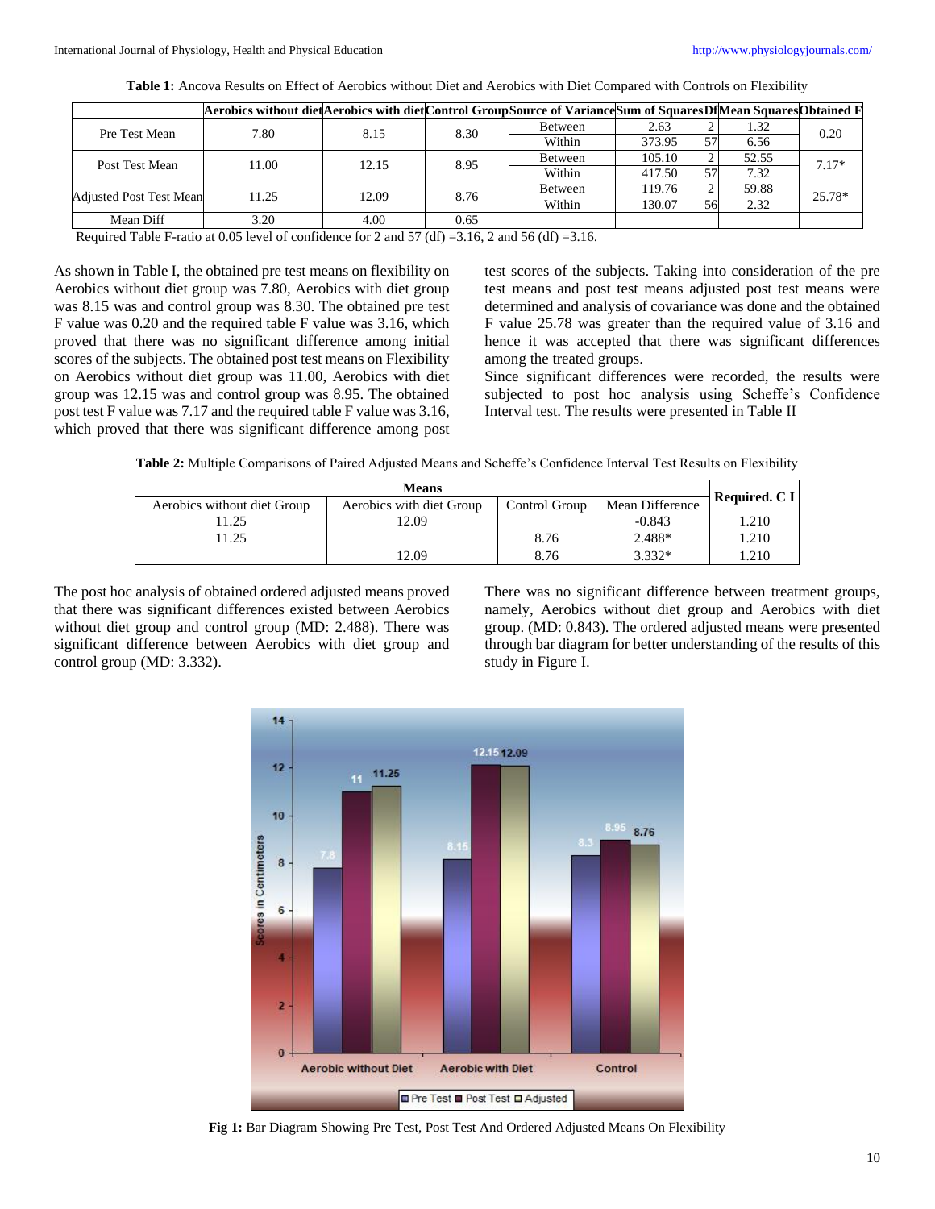**Table 1:** Ancova Results on Effect of Aerobics without Diet and Aerobics with Diet Compared with Controls on Flexibility

| | Aerobics without diet | Aerobics with diet | Control Group | Source of Variance | Sum of Squares | Df | Mean Squares | Obtained F |
|---|---|---|---|---|---|---|---|---|
| Pre Test Mean | 7.80 | 8.15 | 8.30 | Between | 2.63 | 2 | 1.32 | 0.20 |
| | | | | Within | 373.95 | 57 | 6.56 | |
| Post Test Mean | 11.00 | 12.15 | 8.95 | Between | 105.10 | 2 | 52.55 | 7.17* |
| | | | | Within | 417.50 | 57 | 7.32 | |
| Adjusted Post Test Mean | 11.25 | 12.09 | 8.76 | Between | 119.76 | 2 | 59.88 | 25.78* |
| | | | | Within | 130.07 | 56 | 2.32 | |
| Mean Diff | 3.20 | 4.00 | 0.65 | | | | | |

Required Table F-ratio at 0.05 level of confidence for 2 and 57 (df) =3.16, 2 and 56 (df) =3.16.

As shown in Table I, the obtained pre test means on flexibility on Aerobics without diet group was 7.80, Aerobics with diet group was 8.15 was and control group was 8.30. The obtained pre test F value was 0.20 and the required table F value was 3.16, which proved that there was no significant difference among initial scores of the subjects. The obtained post test means on Flexibility on Aerobics without diet group was 11.00, Aerobics with diet group was 12.15 was and control group was 8.95. The obtained post test F value was 7.17 and the required table F value was 3.16, which proved that there was significant difference among post test scores of the subjects. Taking into consideration of the pre test means and post test means adjusted post test means were determined and analysis of covariance was done and the obtained F value 25.78 was greater than the required value of 3.16 and hence it was accepted that there was significant differences among the treated groups.

Since significant differences were recorded, the results were subjected to post hoc analysis using Scheffe's Confidence Interval test. The results were presented in Table II

**Table 2:** Multiple Comparisons of Paired Adjusted Means and Scheffe's Confidence Interval Test Results on Flexibility

| Means | | | | Required. C I |
|---|---|---|---|---|
| Aerobics without diet Group | Aerobics with diet Group | Control Group | Mean Difference | |
| 11.25 | 12.09 | | -0.843 | 1.210 |
| 11.25 | | 8.76 | 2.488* | 1.210 |
| | 12.09 | 8.76 | 3.332* | 1.210 |

The post hoc analysis of obtained ordered adjusted means proved that there was significant differences existed between Aerobics without diet group and control group (MD: 2.488). There was significant difference between Aerobics with diet group and control group (MD: 3.332). There was no significant difference between treatment groups, namely, Aerobics without diet group and Aerobics with diet group. (MD: 0.843). The ordered adjusted means were presented through bar diagram for better understanding of the results of this study in Figure I.

**Fig 1:** Bar Diagram Showing Pre Test, Post Test And Ordered Adjusted Means On Flexibility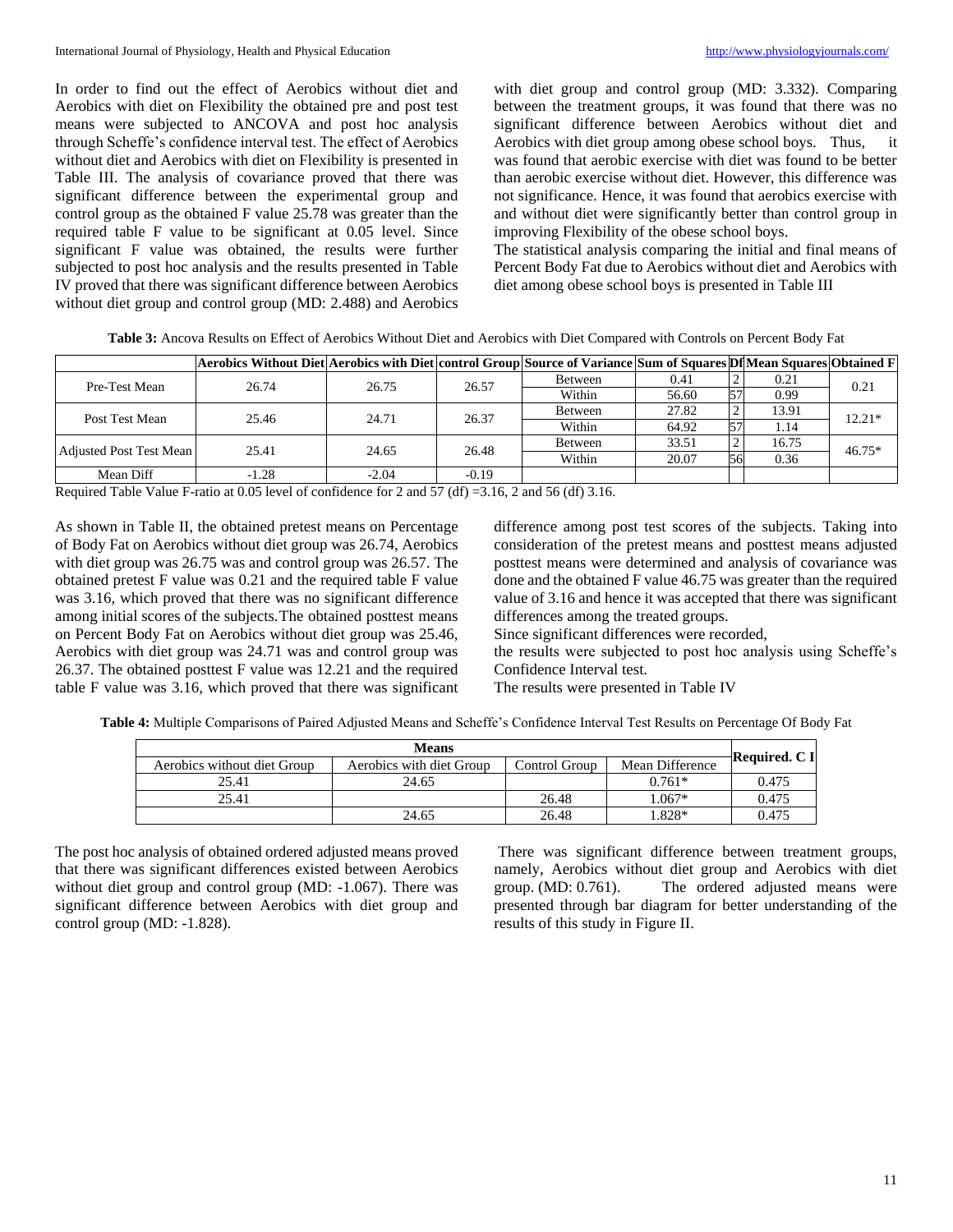In order to find out the effect of Aerobics without diet and Aerobics with diet on Flexibility the obtained pre and post test means were subjected to ANCOVA and post hoc analysis through Scheffe's confidence interval test. The effect of Aerobics without diet and Aerobics with diet on Flexibility is presented in Table III. The analysis of covariance proved that there was significant difference between the experimental group and control group as the obtained F value 25.78 was greater than the required table F value to be significant at 0.05 level. Since significant F value was obtained, the results were further subjected to post hoc analysis and the results presented in Table IV proved that there was significant difference between Aerobics without diet group and control group (MD: 2.488) and Aerobics with diet group and control group (MD: 3.332). Comparing between the treatment groups, it was found that there was no significant difference between Aerobics without diet and Aerobics with diet group among obese school boys. Thus, it was found that aerobic exercise with diet was found to be better than aerobic exercise without diet. However, this difference was not significance. Hence, it was found that aerobics exercise with and without diet were significantly better than control group in improving Flexibility of the obese school boys.

The statistical analysis comparing the initial and final means of Percent Body Fat due to Aerobics without diet and Aerobics with diet among obese school boys is presented in Table III

**Table 3:** Ancova Results on Effect of Aerobics Without Diet and Aerobics with Diet Compared with Controls on Percent Body Fat

| | Aerobics Without Diet | Aerobics with Diet | control Group | Source of Variance | Sum of Squares | Df | Mean Squares | Obtained F |
|---|---|---|---|---|---|---|---|---|
| Pre-Test Mean | 26.74 | 26.75 | 26.57 | Between | 0.41 | 2 | 0.21 | 0.21 |
| | | | | Within | 56.60 | 57 | 0.99 | |
| Post Test Mean | 25.46 | 24.71 | 26.37 | Between | 27.82 | 2 | 13.91 | 12.21* |
| | | | | Within | 64.92 | 57 | 1.14 | |
| Adjusted Post Test Mean | 25.41 | 24.65 | 26.48 | Between | 33.51 | 2 | 16.75 | 46.75* |
| | | | | Within | 20.07 | 56 | 0.36 | |
| Mean Diff | -1.28 | -2.04 | -0.19 | | | | | |

Required Table Value F-ratio at 0.05 level of confidence for 2 and 57 (df) =3.16, 2 and 56 (df) 3.16.

As shown in Table II, the obtained pretest means on Percentage of Body Fat on Aerobics without diet group was 26.74, Aerobics with diet group was 26.75 was and control group was 26.57. The obtained pretest F value was 0.21 and the required table F value was 3.16, which proved that there was no significant difference among initial scores of the subjects.The obtained posttest means on Percent Body Fat on Aerobics without diet group was 25.46, Aerobics with diet group was 24.71 was and control group was 26.37. The obtained posttest F value was 12.21 and the required table F value was 3.16, which proved that there was significant difference among post test scores of the subjects. Taking into consideration of the pretest means and posttest means adjusted posttest means were determined and analysis of covariance was done and the obtained F value 46.75 was greater than the required value of 3.16 and hence it was accepted that there was significant differences among the treated groups.

Since significant differences were recorded,

the results were subjected to post hoc analysis using Scheffe's Confidence Interval test.

The results were presented in Table IV

**Table 4:** Multiple Comparisons of Paired Adjusted Means and Scheffe's Confidence Interval Test Results on Percentage Of Body Fat

| Means | | | | Required. C I |
|---|---|---|---|---|
| Aerobics without diet Group | Aerobics with diet Group | Control Group | Mean Difference | |
| 25.41 | 24.65 | | 0.761* | 0.475 |
| 25.41 | | 26.48 | 1.067* | 0.475 |
| | 24.65 | 26.48 | 1.828* | 0.475 |

The post hoc analysis of obtained ordered adjusted means proved that there was significant differences existed between Aerobics without diet group and control group (MD: -1.067). There was significant difference between Aerobics with diet group and control group (MD: -1.828).

There was significant difference between treatment groups, namely, Aerobics without diet group and Aerobics with diet group. (MD: 0.761). The ordered adjusted means were presented through bar diagram for better understanding of the results of this study in Figure II.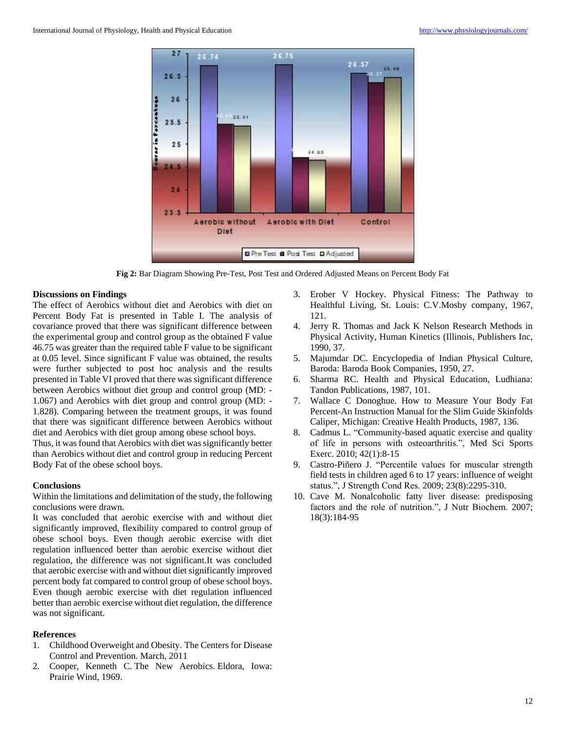27
26.5
26
25.5
25
24.5
24
23.5

Scores in Percentage

26.74
25.46
25.41
26.75
24.65
26.57
26.37
26.48

Aerobic without Diet
Aerobic with Diet
Control

Pre Test
Post Test
Adjusted

**Fig 2:** Bar Diagram Showing Pre-Test, Post Test and Ordered Adjusted Means on Percent Body Fat

## Discussions on Findings

The effect of Aerobics without diet and Aerobics with diet on Percent Body Fat is presented in Table I. The analysis of covariance proved that there was significant difference between the experimental group and control group as the obtained F value 46.75 was greater than the required table F value to be significant at 0.05 level. Since significant F value was obtained, the results were further subjected to post hoc analysis and the results presented in Table VI proved that there was significant difference between Aerobics without diet group and control group (MD: -1.067) and Aerobics with diet group and control group (MD: -1.828). Comparing between the treatment groups, it was found that there was significant difference between Aerobics without diet and Aerobics with diet group among obese school boys.

Thus, it was found that Aerobics with diet was significantly better than Aerobics without diet and control group in reducing Percent Body Fat of the obese school boys.

## Conclusions

Within the limitations and delimitation of the study, the following conclusions were drawn.

It was concluded that aerobic exercise with and without diet significantly improved, flexibility compared to control group of obese school boys. Even though aerobic exercise with diet regulation influenced better than aerobic exercise without diet regulation, the difference was not significant.It was concluded that aerobic exercise with and without diet significantly improved percent body fat compared to control group of obese school boys. Even though aerobic exercise with diet regulation influenced better than aerobic exercise without diet regulation, the difference was not significant.

## References

1. Childhood Overweight and Obesity. The Centers for Disease Control and Prevention. March, 2011
2. Cooper, Kenneth C. The New Aerobics. Eldora, Iowa: Prairie Wind, 1969.
3. Erober V Hockey. Physical Fitness: The Pathway to Healthful Living, St. Louis: C.V.Mosby company, 1967, 121.
4. Jerry R. Thomas and Jack K Nelson Research Methods in Physical Activity, Human Kinetics (Illinois, Publishers Inc, 1990, 37.
5. Majumdar DC. Encyclopedia of Indian Physical Culture, Baroda: Baroda Book Companies, 1950, 27.
6. Sharma RC. Health and Physical Education, Ludhiana: Tandon Publications, 1987, 101.
7. Wallace C Donoghue. How to Measure Your Body Fat Percent-An Instruction Manual for the Slim Guide Skinfolds Caliper, Michigan: Creative Health Products, 1987, 136.
8. Cadmus L. "Community-based aquatic exercise and quality of life in persons with osteoarthritis.", Med Sci Sports Exerc. 2010; 42(1):8-15
9. Castro-Piñero J. "Percentile values for muscular strength field tests in children aged 6 to 17 years: influence of weight status.", J Strength Cond Res. 2009; 23(8):2295-310.
10. Cave M. Nonalcoholic fatty liver disease: predisposing factors and the role of nutrition.", J Nutr Biochem. 2007; 18(3):184-95